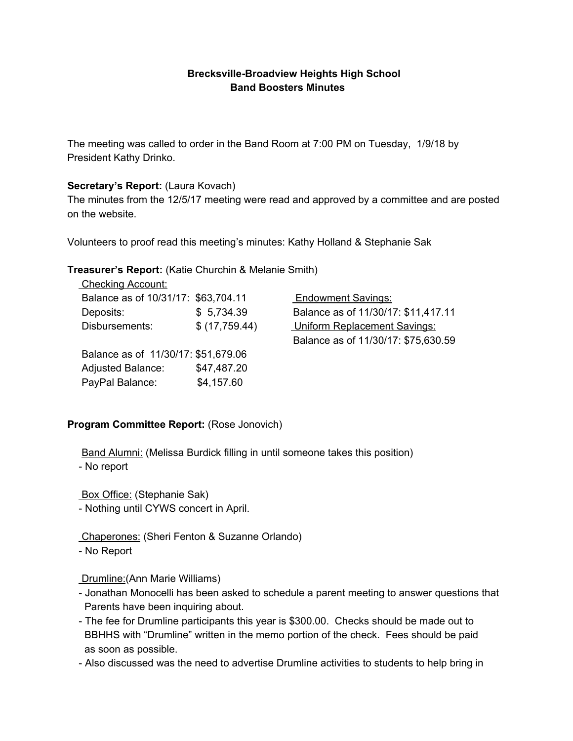**Brecksville-Broadview Heights High School**
**Band Boosters Minutes**

The meeting was called to order in the Band Room at 7:00 PM on Tuesday, 1/9/18 by President Kathy Drinko.

**Secretary's Report:** (Laura Kovach)
The minutes from the 12/5/17 meeting were read and approved by a committee and are posted on the website.

Volunteers to proof read this meeting's minutes: Kathy Holland & Stephanie Sak

**Treasurer's Report:** (Katie Churchin & Melanie Smith)

Checking Account:

| | |
|---|---|
| Balance as of 10/31/17: | $63,704.11 |
| Deposits: | $ 5,734.39 |
| Disbursements: | $ (17,759.44) |
| Balance as of 11/30/17: | $51,679.06 |
| Adjusted Balance: | $47,487.20 |
| PayPal Balance: | $4,157.60 |

Endowment Savings:
Balance as of 11/30/17: $11,417.11

Uniform Replacement Savings:
Balance as of 11/30/17: $75,630.59

**Program Committee Report:** (Rose Jonovich)

Band Alumni: (Melissa Burdick filling in until someone takes this position)
- No report

Box Office: (Stephanie Sak)
- Nothing until CYWS concert in April.

Chaperones: (Sheri Fenton & Suzanne Orlando)
- No Report

Drumline:(Ann Marie Williams)
- Jonathan Monocelli has been asked to schedule a parent meeting to answer questions that Parents have been inquiring about.
- The fee for Drumline participants this year is $300.00. Checks should be made out to BBHHS with "Drumline" written in the memo portion of the check. Fees should be paid as soon as possible.
- Also discussed was the need to advertise Drumline activities to students to help bring in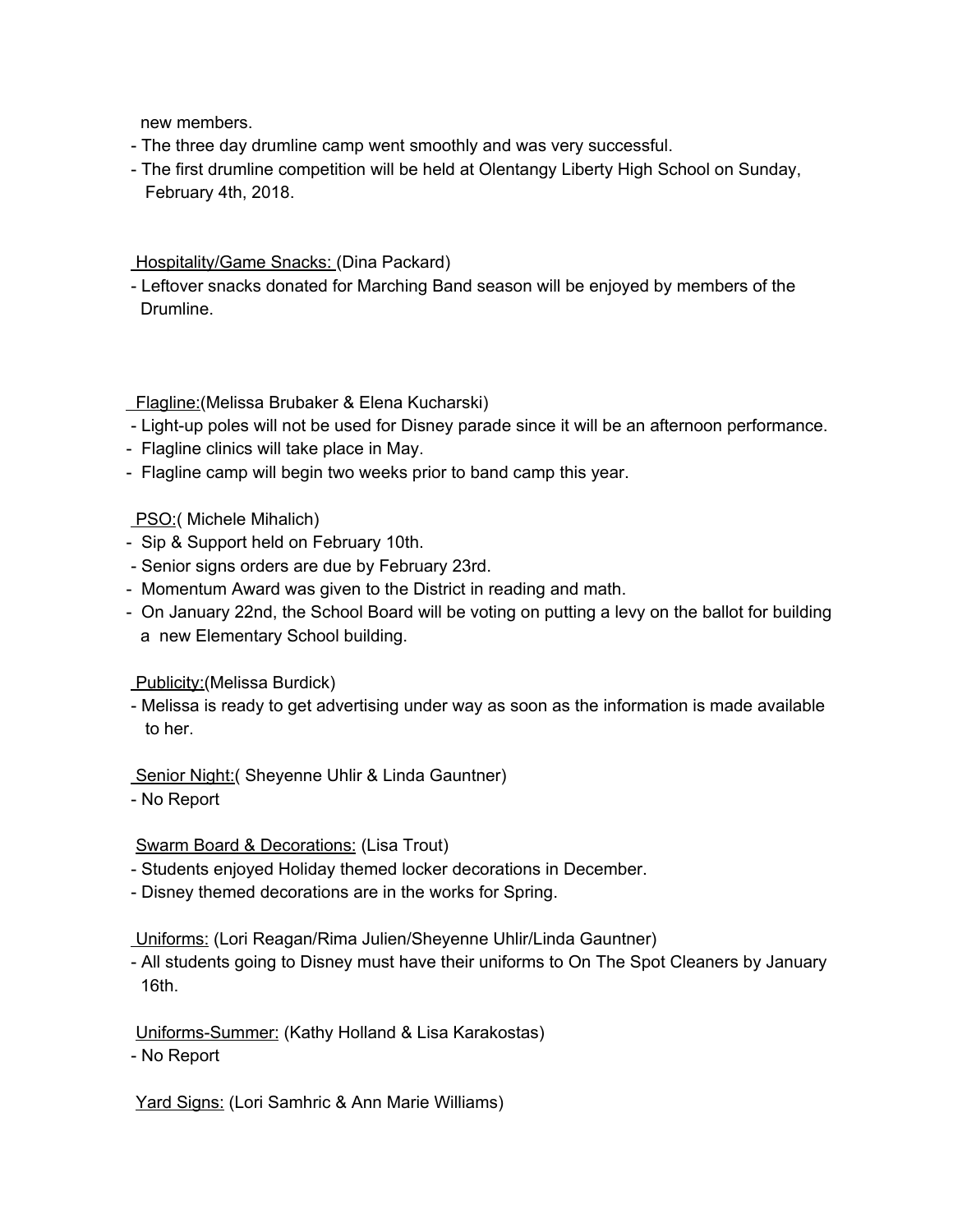new members.

- The three day drumline camp went smoothly and was very successful.
- The first drumline competition will be held at Olentangy Liberty High School on Sunday, February 4th, 2018.

<u>Hospitality/Game Snacks:</u> (Dina Packard)

- Leftover snacks donated for Marching Band season will be enjoyed by members of the Drumline.

<u>Flagline:</u>(Melissa Brubaker & Elena Kucharski)

- Light-up poles will not be used for Disney parade since it will be an afternoon performance.
- Flagline clinics will take place in May.
- Flagline camp will begin two weeks prior to band camp this year.

<u>PSO:</u>( Michele Mihalich)

- Sip & Support held on February 10th.
- Senior signs orders are due by February 23rd.
- Momentum Award was given to the District in reading and math.
- On January 22nd, the School Board will be voting on putting a levy on the ballot for building a new Elementary School building.

<u>Publicity:</u>(Melissa Burdick)

- Melissa is ready to get advertising under way as soon as the information is made available to her.

<u>Senior Night:</u>( Sheyenne Uhlir & Linda Gauntner)

- No Report

<u>Swarm Board & Decorations:</u> (Lisa Trout)

- Students enjoyed Holiday themed locker decorations in December.
- Disney themed decorations are in the works for Spring.

<u>Uniforms:</u> (Lori Reagan/Rima Julien/Sheyenne Uhlir/Linda Gauntner)

- All students going to Disney must have their uniforms to On The Spot Cleaners by January 16th.

<u>Uniforms-Summer:</u> (Kathy Holland & Lisa Karakostas)

- No Report

<u>Yard Signs:</u> (Lori Samhric & Ann Marie Williams)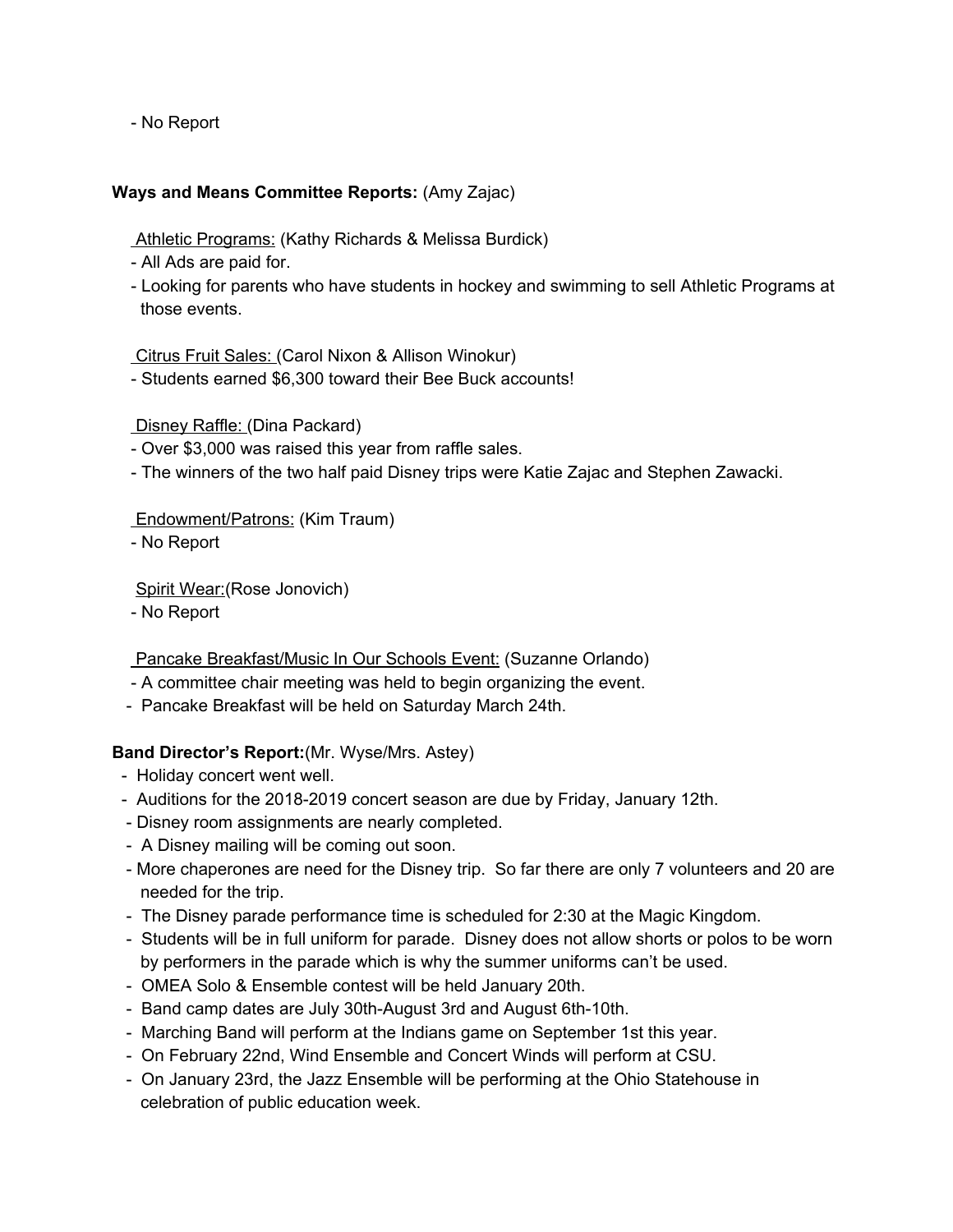- No Report

**Ways and Means Committee Reports:** (Amy Zajac)

Athletic Programs: (Kathy Richards & Melissa Burdick)

- All Ads are paid for.
- Looking for parents who have students in hockey and swimming to sell Athletic Programs at those events.

Citrus Fruit Sales: (Carol Nixon & Allison Winokur)

- Students earned $6,300 toward their Bee Buck accounts!

Disney Raffle: (Dina Packard)

- Over $3,000 was raised this year from raffle sales.
- The winners of the two half paid Disney trips were Katie Zajac and Stephen Zawacki.

Endowment/Patrons: (Kim Traum)

- No Report

Spirit Wear:(Rose Jonovich)

- No Report

Pancake Breakfast/Music In Our Schools Event: (Suzanne Orlando)

- A committee chair meeting was held to begin organizing the event.
- Pancake Breakfast will be held on Saturday March 24th.

**Band Director's Report:**(Mr. Wyse/Mrs. Astey)

- Holiday concert went well.
- Auditions for the 2018-2019 concert season are due by Friday, January 12th.
- Disney room assignments are nearly completed.
- A Disney mailing will be coming out soon.
- More chaperones are need for the Disney trip. So far there are only 7 volunteers and 20 are needed for the trip.
- The Disney parade performance time is scheduled for 2:30 at the Magic Kingdom.
- Students will be in full uniform for parade. Disney does not allow shorts or polos to be worn by performers in the parade which is why the summer uniforms can't be used.
- OMEA Solo & Ensemble contest will be held January 20th.
- Band camp dates are July 30th-August 3rd and August 6th-10th.
- Marching Band will perform at the Indians game on September 1st this year.
- On February 22nd, Wind Ensemble and Concert Winds will perform at CSU.
- On January 23rd, the Jazz Ensemble will be performing at the Ohio Statehouse in celebration of public education week.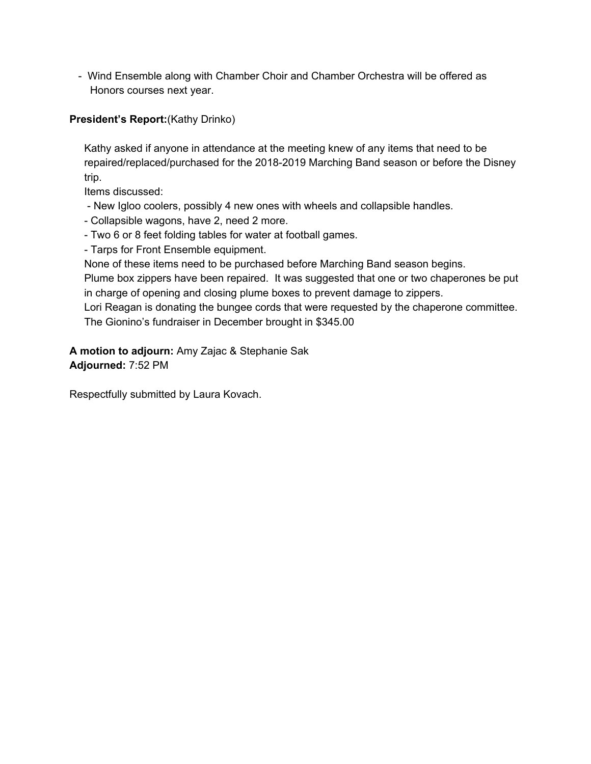- Wind Ensemble along with Chamber Choir and Chamber Orchestra will be offered as Honors courses next year.

**President's Report:**(Kathy Drinko)

Kathy asked if anyone in attendance at the meeting knew of any items that need to be repaired/replaced/purchased for the 2018-2019 Marching Band season or before the Disney trip.

Items discussed:

- New Igloo coolers, possibly 4 new ones with wheels and collapsible handles.
- Collapsible wagons, have 2, need 2 more.
- Two 6 or 8 feet folding tables for water at football games.
- Tarps for Front Ensemble equipment.

None of these items need to be purchased before Marching Band season begins.

Plume box zippers have been repaired. It was suggested that one or two chaperones be put in charge of opening and closing plume boxes to prevent damage to zippers.

Lori Reagan is donating the bungee cords that were requested by the chaperone committee.

The Gionino's fundraiser in December brought in $345.00

**A motion to adjourn:** Amy Zajac & Stephanie Sak
**Adjourned:** 7:52 PM

Respectfully submitted by Laura Kovach.